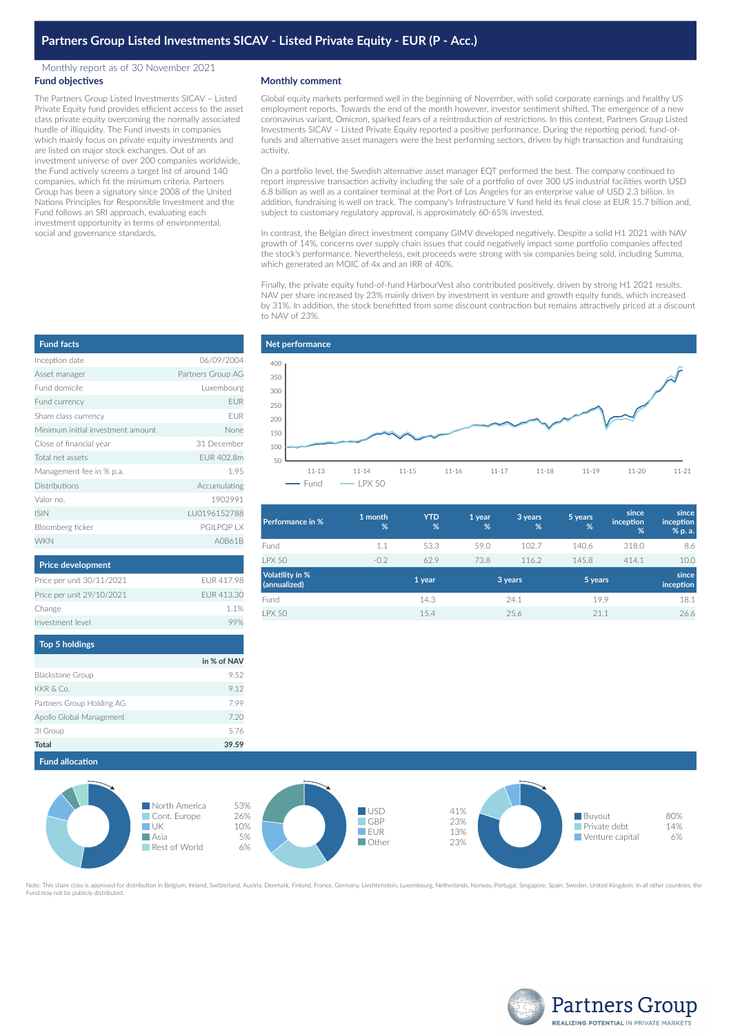# Partners Group Listed Investments SICAV - Listed Private Equity - EUR (P - Acc.)

Monthly report as of 30 November 2021

## Fund objectives

The Partners Group Listed Investments SICAV – Listed Private Equity fund provides efficient access to the asset class private equity overcoming the normally associated hurdle of illiquidity. The Fund invests in companies which mainly focus on private equity investments and are listed on major stock exchanges. Out of an investment universe of over 200 companies worldwide, the Fund actively screens a target list of around 140 companies, which fit the minimum criteria. Partners Group has been a signatory since 2008 of the United Nations Principles for Responsible Investment and the Fund follows an SRI approach, evaluating each investment opportunity in terms of environmental, social and governance standards.

## Monthly comment

Global equity markets performed well in the beginning of November, with solid corporate earnings and healthy US employment reports. Towards the end of the month however, investor sentiment shifted. The emergence of a new coronavirus variant, Omicron, sparked fears of a reintroduction of restrictions. In this context, Partners Group Listed Investments SICAV – Listed Private Equity reported a positive performance. During the reporting period, fund-of-funds and alternative asset managers were the best performing sectors, driven by high transaction and fundraising activity.

On a portfolio level, the Swedish alternative asset manager EQT performed the best. The company continued to report impressive transaction activity including the sale of a portfolio of over 300 US industrial facilities worth USD 6.8 billion as well as a container terminal at the Port of Los Angeles for an enterprise value of USD 2.3 billion. In addition, fundraising is well on track. The company's Infrastructure V fund held its final close at EUR 15.7 billion and, subject to customary regulatory approval, is approximately 60-65% invested.

In contrast, the Belgian direct investment company GIMV developed negatively. Despite a solid H1 2021 with NAV growth of 14%, concerns over supply chain issues that could negatively impact some portfolio companies affected the stock's performance. Nevertheless, exit proceeds were strong with six companies being sold, including Summa, which generated an MOIC of 4x and an IRR of 40%.

Finally, the private equity fund-of-fund HarbourVest also contributed positively, driven by strong H1 2021 results. NAV per share increased by 23% mainly driven by investment in venture and growth equity funds, which increased by 31%. In addition, the stock benefitted from some discount contraction but remains attractively priced at a discount to NAV of 23%.

## Fund facts

| | |
|---|---|
| Inception date | 06/09/2004 |
| Asset manager | Partners Group AG |
| Fund domicile | Luxembourg |
| Fund currency | EUR |
| Share class currency | EUR |
| Minimum initial investment amount | None |
| Close of financial year | 31 December |
| Total net assets | EUR 402.8m |
| Management fee in % p.a. | 1.95 |
| Distributions | Accumulating |
| Valor no. | 1902991 |
| ISIN | LU0196152788 |
| Bloomberg ticker | PGILPQP LX |
| WKN | A0B61B |

## Price development

| | |
|---|---|
| Price per unit 30/11/2021 | EUR 417.98 |
| Price per unit 29/10/2021 | EUR 413.30 |
| Change | 1.1% |
| Investment level | 99% |

## Top 5 holdings

| | in % of NAV |
|---|---|
| Blackstone Group | 9.52 |
| KKR & Co. | 9.12 |
| Partners Group Holding AG | 7.99 |
| Apollo Global Management | 7.20 |
| 3I Group | 5.76 |
| **Total** | **39.59** |

## Net performance

| Performance in % | 1 month % | YTD % | 1 year % | 3 years % | 5 years % | since inception % | since inception % p. a. |
|---|---|---|---|---|---|---|---|
| Fund | 1.1 | 53.3 | 59.0 | 102.7 | 140.6 | 318.0 | 8.6 |
| LPX 50 | -0.2 | 62.9 | 73.8 | 116.2 | 145.8 | 414.1 | 10.0 |

| Volatility in % (annualized) | 1 year | 3 years | 5 years | since inception |
|---|---|---|---|---|
| Fund | 14.3 | 24.1 | 19.9 | 18.1 |
| LPX 50 | 15.4 | 25.6 | 21.1 | 26.6 |

## Fund allocation

| Region | |
|---|---|
| North America | 53% |
| Cont. Europe | 26% |
| UK | 10% |
| Asia | 5% |
| Rest of World | 6% |

| Currency | |
|---|---|
| USD | 41% |
| GBP | 23% |
| EUR | 13% |
| Other | 23% |

| Strategy | |
|---|---|
| Buyout | 80% |
| Private debt | 14% |
| Venture capital | 6% |

Note: This share class is approved for distribution in Belgium, Ireland, Switzerland, Austria, Denmark, Finland, France, Germany, Liechtenstein, Luxembourg, Netherlands, Norway, Portugal, Singapore, Spain, Sweden, United Kingdom. In all other countries, the Fund may not be publicly distributed.

Partners Group
REALIZING POTENTIAL IN PRIVATE MARKETS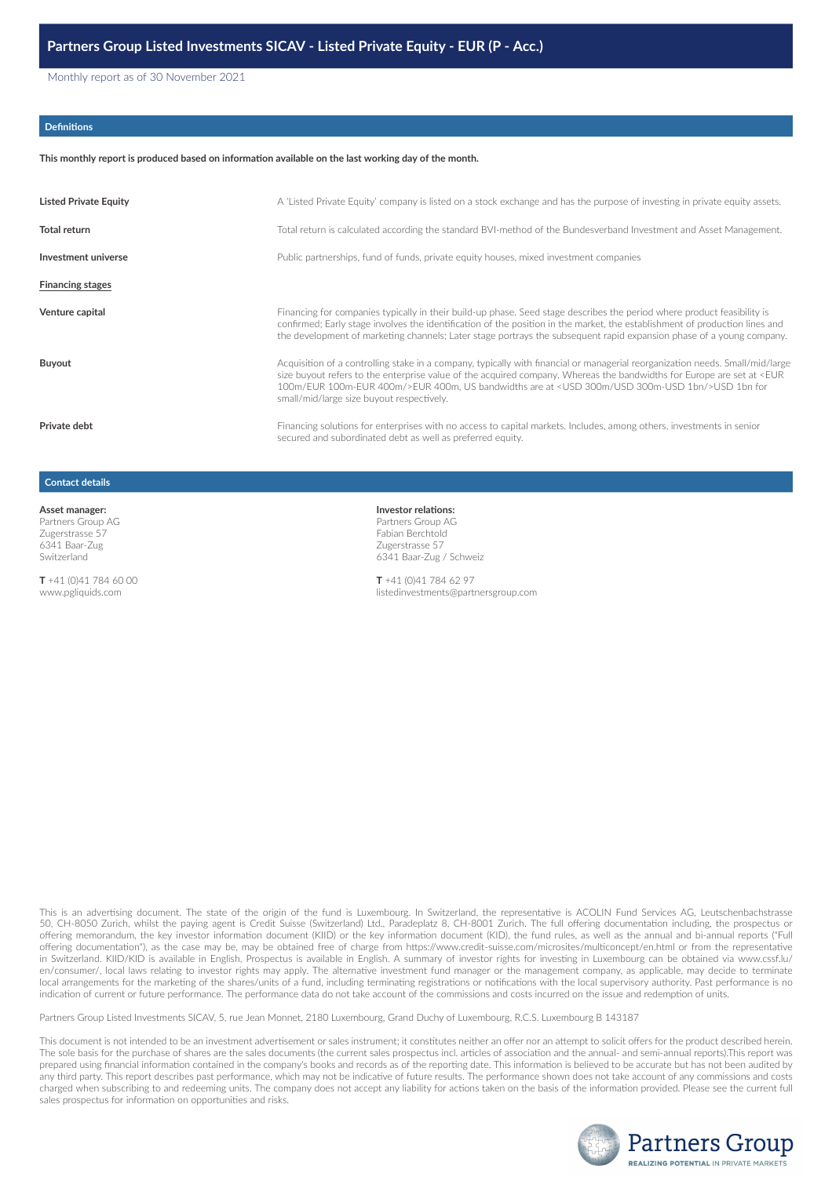# Partners Group Listed Investments SICAV - Listed Private Equity - EUR (P - Acc.)

Monthly report as of 30 November 2021

## Definitions

**This monthly report is produced based on information available on the last working day of the month.**

**Listed Private Equity**
A 'Listed Private Equity' company is listed on a stock exchange and has the purpose of investing in private equity assets.

**Total return**
Total return is calculated according the standard BVI-method of the Bundesverband Investment and Asset Management.

**Investment universe**
Public partnerships, fund of funds, private equity houses, mixed investment companies

**Financing stages**

**Venture capital**
Financing for companies typically in their build-up phase. Seed stage describes the period where product feasibility is confirmed; Early stage involves the identification of the position in the market, the establishment of production lines and the development of marketing channels; Later stage portrays the subsequent rapid expansion phase of a young company.

**Buyout**
Acquisition of a controlling stake in a company, typically with financial or managerial reorganization needs. Small/mid/large size buyout refers to the enterprise value of the acquired company. Whereas the bandwidths for Europe are set at <EUR 100m/EUR 100m-EUR 400m/>EUR 400m, US bandwidths are at <USD 300m/USD 300m-USD 1bn/>USD 1bn for small/mid/large size buyout respectively.

**Private debt**
Financing solutions for enterprises with no access to capital markets. Includes, among others, investments in senior secured and subordinated debt as well as preferred equity.

## Contact details

**Asset manager:**
Partners Group AG
Zugerstrasse 57
6341 Baar-Zug
Switzerland

**T** +41 (0)41 784 60 00
www.pgliquids.com

**Investor relations:**
Partners Group AG
Fabian Berchtold
Zugerstrasse 57
6341 Baar-Zug / Schweiz

**T** +41 (0)41 784 62 97
listedinvestments@partnersgroup.com

This is an advertising document. The state of the origin of the fund is Luxembourg. In Switzerland, the representative is ACOLIN Fund Services AG, Leutschenbachstrasse 50, CH-8050 Zurich, whilst the paying agent is Credit Suisse (Switzerland) Ltd., Paradeplatz 8, CH-8001 Zurich. The full offering documentation including, the prospectus or offering memorandum, the key investor information document (KIID) or the key information document (KID), the fund rules, as well as the annual and bi-annual reports ("Full offering documentation"), as the case may be, may be obtained free of charge from https://www.credit-suisse.com/microsites/multiconcept/en.html or from the representative in Switzerland. KIID/KID is available in English, Prospectus is available in English. A summary of investor rights for investing in Luxembourg can be obtained via www.cssf.lu/en/consumer/, local laws relating to investor rights may apply. The alternative investment fund manager or the management company, as applicable, may decide to terminate local arrangements for the marketing of the shares/units of a fund, including terminating registrations or notifications with the local supervisory authority. Past performance is no indication of current or future performance. The performance data do not take account of the commissions and costs incurred on the issue and redemption of units.

Partners Group Listed Investments SICAV, 5, rue Jean Monnet, 2180 Luxembourg, Grand Duchy of Luxembourg, R.C.S. Luxembourg B 143187

This document is not intended to be an investment advertisement or sales instrument; it constitutes neither an offer nor an attempt to solicit offers for the product described herein. The sole basis for the purchase of shares are the sales documents (the current sales prospectus incl. articles of association and the annual- and semi-annual reports).This report was prepared using financial information contained in the company's books and records as of the reporting date. This information is believed to be accurate but has not been audited by any third party. This report describes past performance, which may not be indicative of future results. The performance shown does not take account of any commissions and costs charged when subscribing to and redeeming units. The company does not accept any liability for actions taken on the basis of the information provided. Please see the current full sales prospectus for information on opportunities and risks.

Partners Group
REALIZING POTENTIAL IN PRIVATE MARKETS